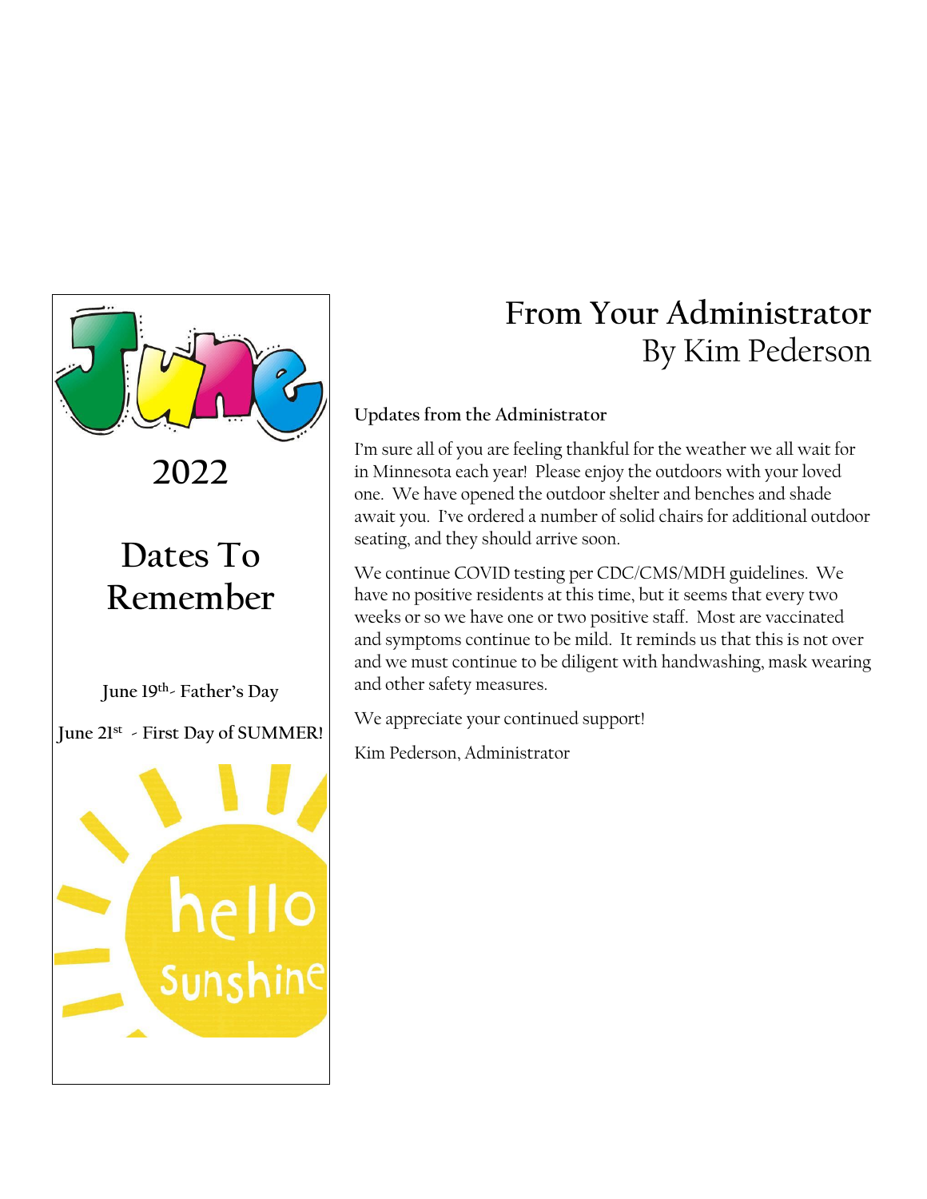# June

## 2022

## Dates To Remember

**June 19th - Father's Day**

**June 21st - First Day of SUMMER!**

hello sunshine

# From Your Administrator

## By Kim Pederson

**Updates from the Administrator**

I'm sure all of you are feeling thankful for the weather we all wait for in Minnesota each year! Please enjoy the outdoors with your loved one. We have opened the outdoor shelter and benches and shade await you. I've ordered a number of solid chairs for additional outdoor seating, and they should arrive soon.

We continue COVID testing per CDC/CMS/MDH guidelines. We have no positive residents at this time, but it seems that every two weeks or so we have one or two positive staff. Most are vaccinated and symptoms continue to be mild. It reminds us that this is not over and we must continue to be diligent with handwashing, mask wearing and other safety measures.

We appreciate your continued support!

Kim Pederson, Administrator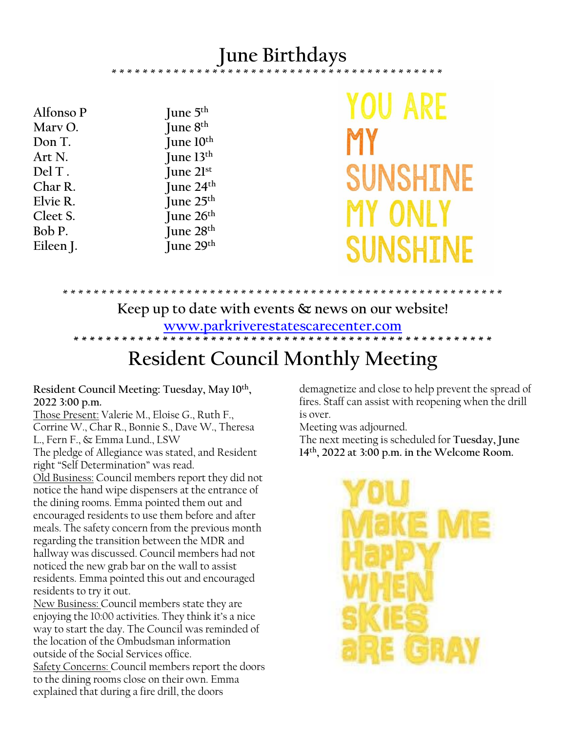# June Birthdays

| | |
|---|---|
| Alfonso P | June 5th |
| Marv O. | June 8th |
| Don T. | June 10th |
| Art N. | June 13th |
| Del T . | June 21st |
| Char R. | June 24th |
| Elvie R. | June 25th |
| Cleet S. | June 26th |
| Bob P. | June 28th |
| Eileen J. | June 29th |

YOU ARE MY SUNSHINE MY ONLY SUNSHINE

**Keep up to date with events & news on our website!**

[www.parkriverestatescarecenter.com](http://www.parkriverestatescarecenter.com)

# Resident Council Monthly Meeting

**Resident Council Meeting: Tuesday, May 10th, 2022 3:00 p.m.**

Those Present: Valerie M., Eloise G., Ruth F., Corrine W., Char R., Bonnie S., Dave W., Theresa L., Fern F., & Emma Lund., LSW

The pledge of Allegiance was stated, and Resident right "Self Determination" was read.

Old Business: Council members report they did not notice the hand wipe dispensers at the entrance of the dining rooms. Emma pointed them out and encouraged residents to use them before and after meals. The safety concern from the previous month regarding the transition between the MDR and hallway was discussed. Council members had not noticed the new grab bar on the wall to assist residents. Emma pointed this out and encouraged residents to try it out.

New Business: Council members state they are enjoying the 10:00 activities. They think it's a nice way to start the day. The Council was reminded of the location of the Ombudsman information outside of the Social Services office.

Safety Concerns: Council members report the doors to the dining rooms close on their own. Emma explained that during a fire drill, the doors demagnetize and close to help prevent the spread of fires. Staff can assist with reopening when the drill is over.

Meeting was adjourned.

The next meeting is scheduled for **Tuesday, June 14th, 2022 at 3:00 p.m. in the Welcome Room.**

YOU MAKE ME HAPPY WHEN SKIES ARE GRAY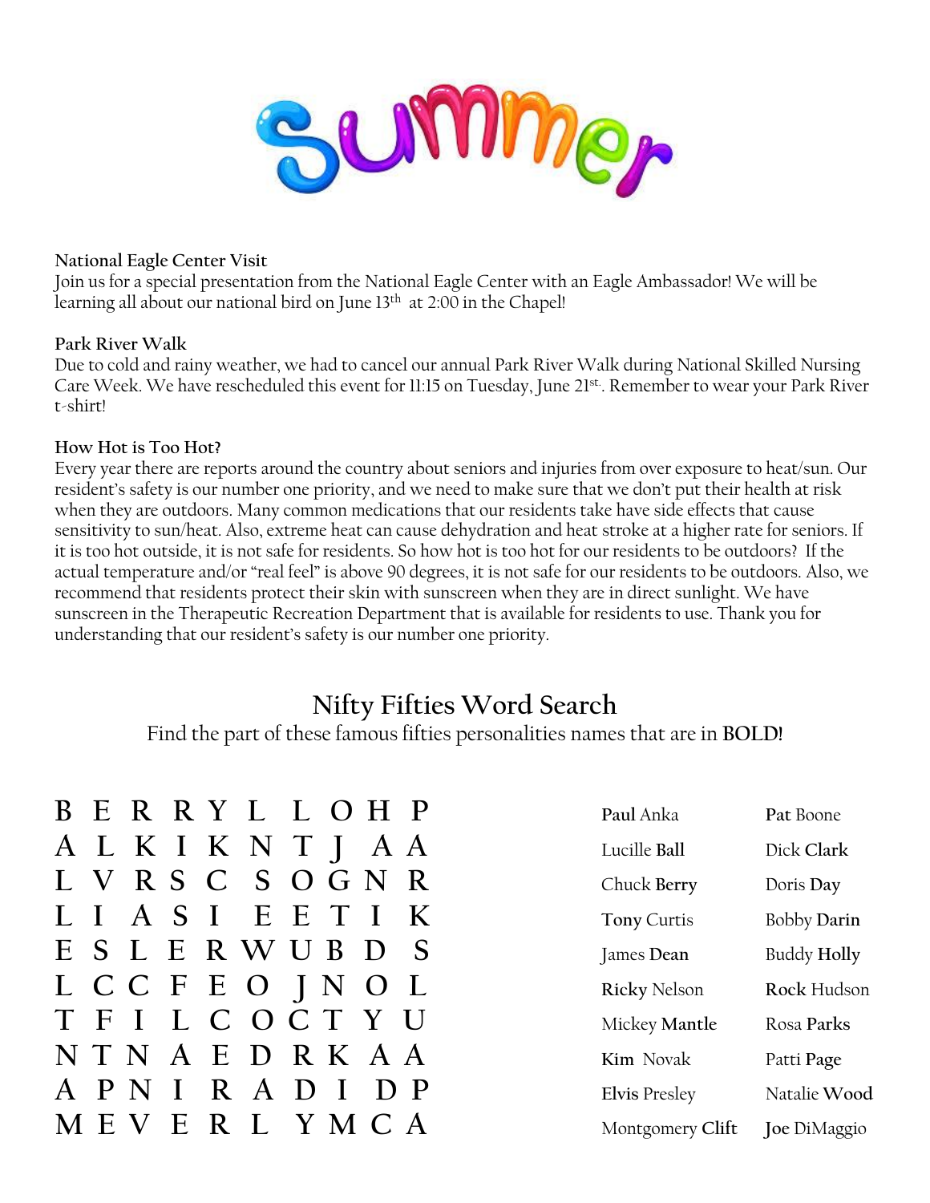# Summer

**National Eagle Center Visit**
Join us for a special presentation from the National Eagle Center with an Eagle Ambassador! We will be learning all about our national bird on June 13th at 2:00 in the Chapel!

**Park River Walk**
Due to cold and rainy weather, we had to cancel our annual Park River Walk during National Skilled Nursing Care Week. We have rescheduled this event for 11:15 on Tuesday, June 21st. Remember to wear your Park River t-shirt!

**How Hot is Too Hot?**
Every year there are reports around the country about seniors and injuries from over exposure to heat/sun. Our resident's safety is our number one priority, and we need to make sure that we don't put their health at risk when they are outdoors. Many common medications that our residents take have side effects that cause sensitivity to sun/heat. Also, extreme heat can cause dehydration and heat stroke at a higher rate for seniors. If it is too hot outside, it is not safe for residents. So how hot is too hot for our residents to be outdoors? If the actual temperature and/or "real feel" is above 90 degrees, it is not safe for our residents to be outdoors. Also, we recommend that residents protect their skin with sunscreen when they are in direct sunlight. We have sunscreen in the Therapeutic Recreation Department that is available for residents to use. Thank you for understanding that our resident's safety is our number one priority.

## Nifty Fifties Word Search

Find the part of these famous fifties personalities names that are in **BOLD!**

```
B E R R Y L L O H P
A L K I K N T J A A
L V R S C S O G N R
L I A S I E E T I K
E S L E R W U B D S
L C C F E O J N O L
T F I L C O C T Y U
N T N A E D R K A A
A P N I R A D I D P
M E V E R L Y M C A
```

| | |
|---|---|
| **Paul** Anka | **Pat** Boone |
| Lucille **Ball** | Dick **Clark** |
| Chuck **Berry** | Doris **Day** |
| **Tony** Curtis | Bobby **Darin** |
| James **Dean** | Buddy **Holly** |
| **Ricky** Nelson | **Rock** Hudson |
| Mickey **Mantle** | Rosa **Parks** |
| **Kim** Novak | Patti **Page** |
| **Elvis** Presley | Natalie **Wood** |
| Montgomery **Clift** | **Joe** DiMaggio |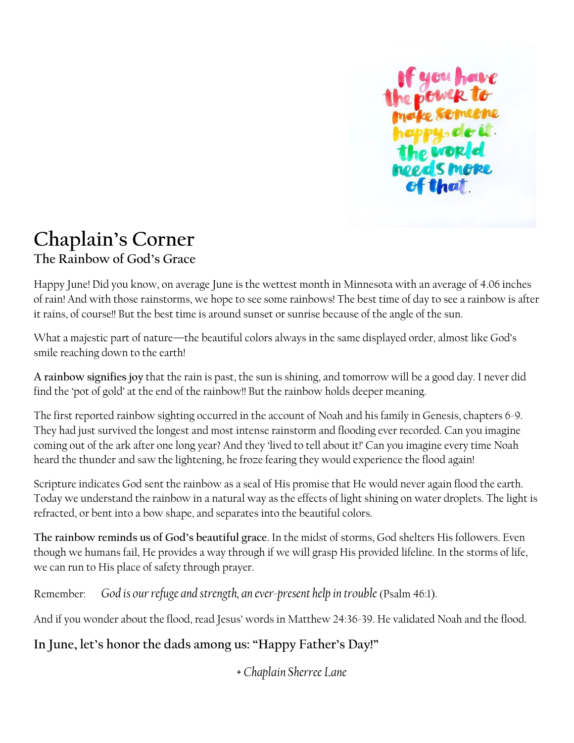# Chaplain's Corner

## The Rainbow of God's Grace

Happy June! Did you know, on average June is the wettest month in Minnesota with an average of 4.06 inches of rain! And with those rainstorms, we hope to see some rainbows! The best time of day to see a rainbow is after it rains, of course!! But the best time is around sunset or sunrise because of the angle of the sun.

What a majestic part of nature—the beautiful colors always in the same displayed order, almost like God's smile reaching down to the earth!

**A rainbow signifies joy** that the rain is past, the sun is shining, and tomorrow will be a good day. I never did find the 'pot of gold' at the end of the rainbow!! But the rainbow holds deeper meaning.

The first reported rainbow sighting occurred in the account of Noah and his family in Genesis, chapters 6-9. They had just survived the longest and most intense rainstorm and flooding ever recorded. Can you imagine coming out of the ark after one long year? And they 'lived to tell about it!' Can you imagine every time Noah heard the thunder and saw the lightening, he froze fearing they would experience the flood again!

Scripture indicates God sent the rainbow as a seal of His promise that He would never again flood the earth. Today we understand the rainbow in a natural way as the effects of light shining on water droplets. The light is refracted, or bent into a bow shape, and separates into the beautiful colors.

**The rainbow reminds us of God's beautiful grace**. In the midst of storms, God shelters His followers. Even though we humans fail, He provides a way through if we will grasp His provided lifeline. In the storms of life, we can run to His place of safety through prayer.

Remember: *God is our refuge and strength, an ever-present help in trouble* (Psalm 46:1).

And if you wonder about the flood, read Jesus' words in Matthew 24:36-39. He validated Noah and the flood.

**In June, let's honor the dads among us: "Happy Father's Day!"**

*+ Chaplain Sherree Lane*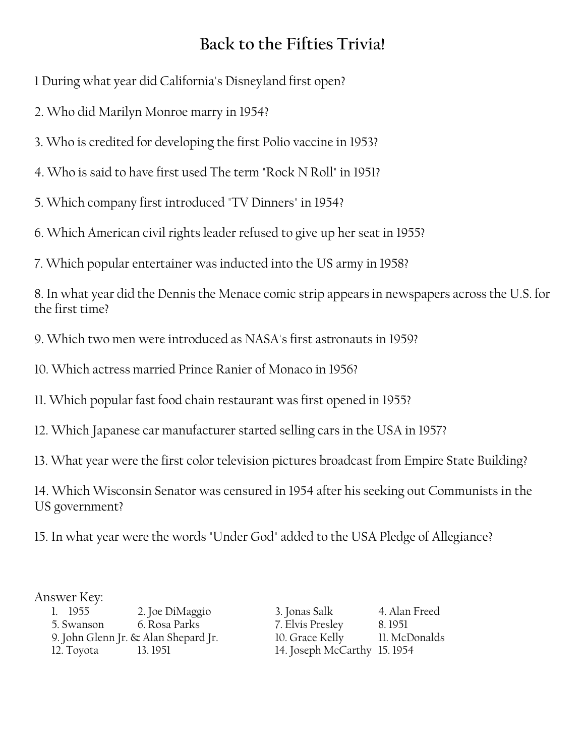# Back to the Fifties Trivia!

1 During what year did California's Disneyland first open?

2. Who did Marilyn Monroe marry in 1954?

3. Who is credited for developing the first Polio vaccine in 1953?

4. Who is said to have first used The term "Rock N Roll" in 1951?

5. Which company first introduced "TV Dinners" in 1954?

6. Which American civil rights leader refused to give up her seat in 1955?

7. Which popular entertainer was inducted into the US army in 1958?

8. In what year did the Dennis the Menace comic strip appears in newspapers across the U.S. for the first time?

9. Which two men were introduced as NASA's first astronauts in 1959?

10. Which actress married Prince Ranier of Monaco in 1956?

11. Which popular fast food chain restaurant was first opened in 1955?

12. Which Japanese car manufacturer started selling cars in the USA in 1957?

13. What year were the first color television pictures broadcast from Empire State Building?

14. Which Wisconsin Senator was censured in 1954 after his seeking out Communists in the US government?

15. In what year were the words "Under God" added to the USA Pledge of Allegiance?

Answer Key:

1. 1955 2. Joe DiMaggio 3. Jonas Salk 4. Alan Freed
5. Swanson 6. Rosa Parks 7. Elvis Presley 8. 1951
9. John Glenn Jr. & Alan Shepard Jr. 10. Grace Kelly 11. McDonalds
12. Toyota 13. 1951 14. Joseph McCarthy 15. 1954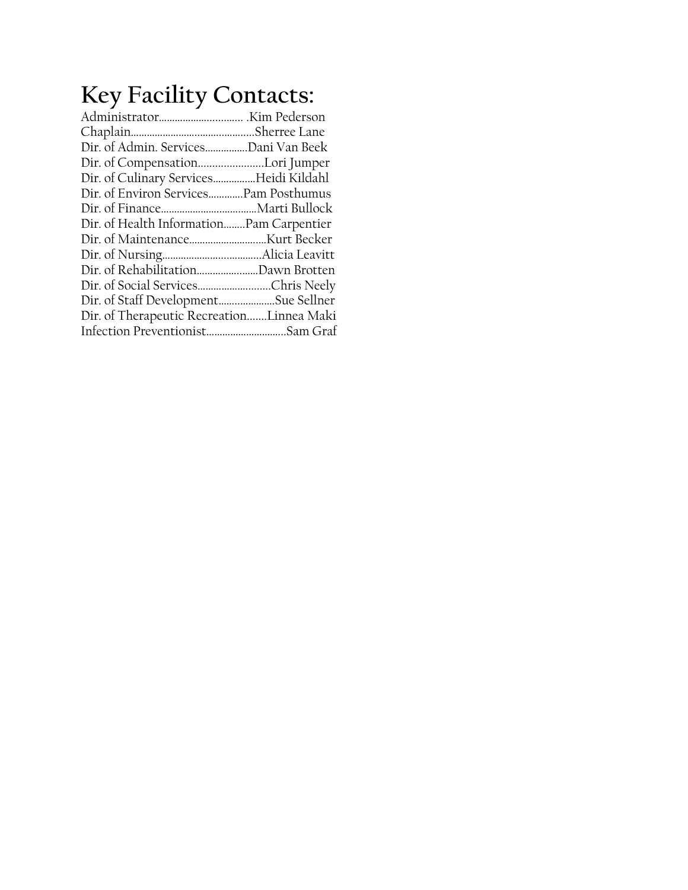# Key Facility Contacts:

Administrator................................ .Kim Pederson
Chaplain..............................................Sherree Lane
Dir. of Admin. Services................Dani Van Beek
Dir. of Compensation.......................Lori Jumper
Dir. of Culinary Services................Heidi Kildahl
Dir. of Environ Services.............Pam Posthumus
Dir. of Finance....................................Marti Bullock
Dir. of Health Information........Pam Carpentier
Dir. of Maintenance.............................Kurt Becker
Dir. of Nursing.....................................Alicia Leavitt
Dir. of Rehabilitation.......................Dawn Brotten
Dir. of Social Services...........................Chris Neely
Dir. of Staff Development.....................Sue Sellner
Dir. of Therapeutic Recreation.......Linnea Maki
Infection Preventionist..............................Sam Graf